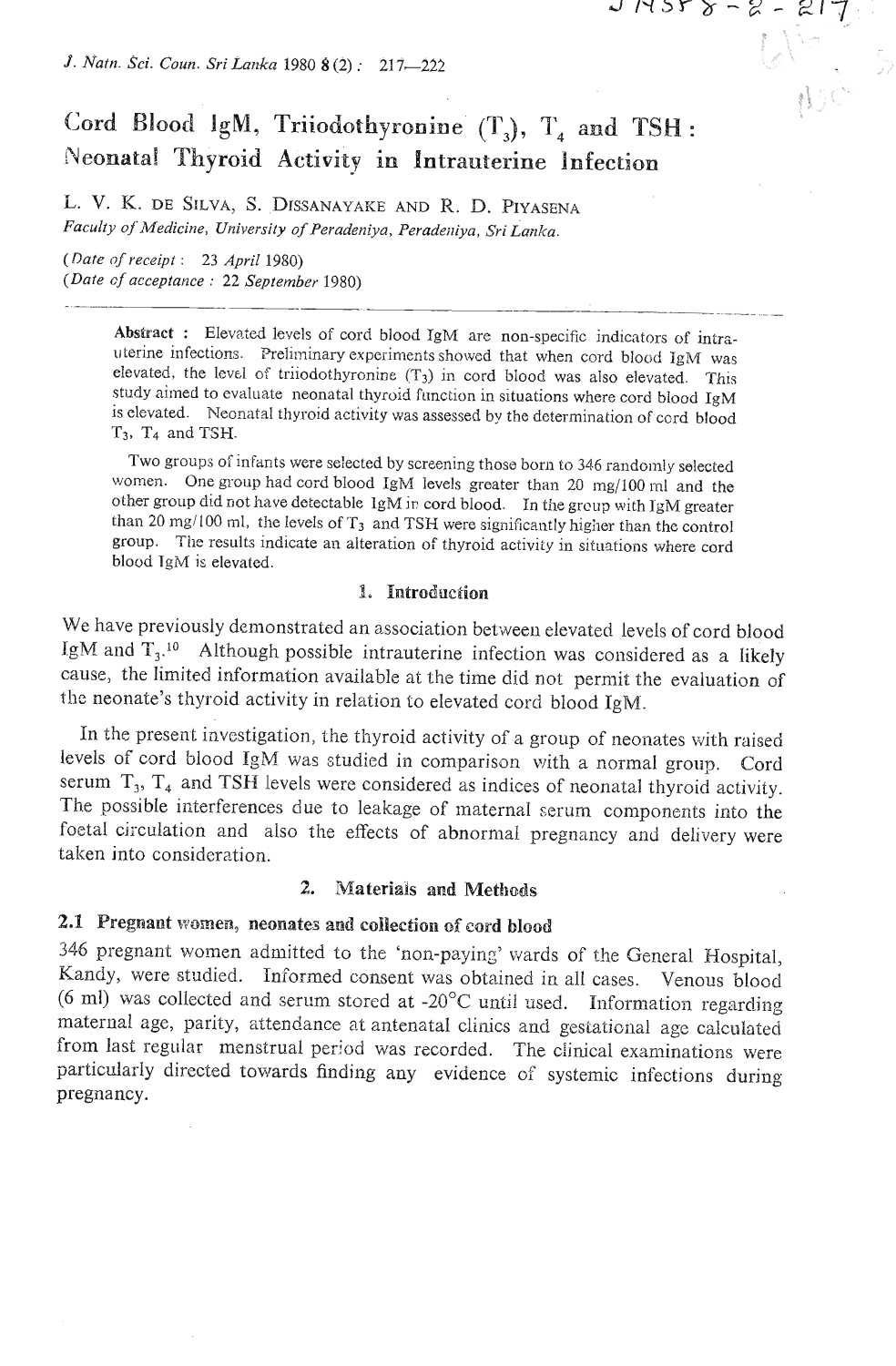# Cord Blood IgM, Triiodothyronine ($T_3$), $T_4$ and TSH: Neonatal Thyroid Activity in Intrauterine Infection

L. V. K. DE SILVA, S. DISSANAYAKE AND R. D. PIYASENA

*Faculty of Medicine, University of Peradeniya, Peradeniya, Sri Lanka.*

*(Date of receipt: 23 April 1980)*
*(Date of acceptance: 22 September 1980)*

**Abstract:** Elevated levels of cord blood IgM are non-specific indicators of intrauterine infections. Preliminary experiments showed that when cord blood IgM was elevated, the level of triiodothyronine ($T_3$) in cord blood was also elevated. This study aimed to evaluate neonatal thyroid function in situations where cord blood IgM is elevated. Neonatal thyroid activity was assessed by the determination of cord blood $T_3$, $T_4$ and TSH.

Two groups of infants were selected by screening those born to 346 randomly selected women. One group had cord blood IgM levels greater than 20 mg/100 ml and the other group did not have detectable IgM in cord blood. In the group with IgM greater than 20 mg/100 ml, the levels of $T_3$ and TSH were significantly higher than the control group. The results indicate an alteration of thyroid activity in situations where cord blood IgM is elevated.

## 1. Introduction

We have previously demonstrated an association between elevated levels of cord blood IgM and $T_3$.[10] Although possible intrauterine infection was considered as a likely cause, the limited information available at the time did not permit the evaluation of the neonate's thyroid activity in relation to elevated cord blood IgM.

In the present investigation, the thyroid activity of a group of neonates with raised levels of cord blood IgM was studied in comparison with a normal group. Cord serum $T_3$, $T_4$ and TSH levels were considered as indices of neonatal thyroid activity. The possible interferences due to leakage of maternal serum components into the foetal circulation and also the effects of abnormal pregnancy and delivery were taken into consideration.

## 2. Materials and Methods

### 2.1 Pregnant women, neonates and collection of cord blood

346 pregnant women admitted to the 'non-paying' wards of the General Hospital, Kandy, were studied. Informed consent was obtained in all cases. Venous blood (6 ml) was collected and serum stored at -20°C until used. Information regarding maternal age, parity, attendance at antenatal clinics and gestational age calculated from last regular menstrual period was recorded. The clinical examinations were particularly directed towards finding any evidence of systemic infections during pregnancy.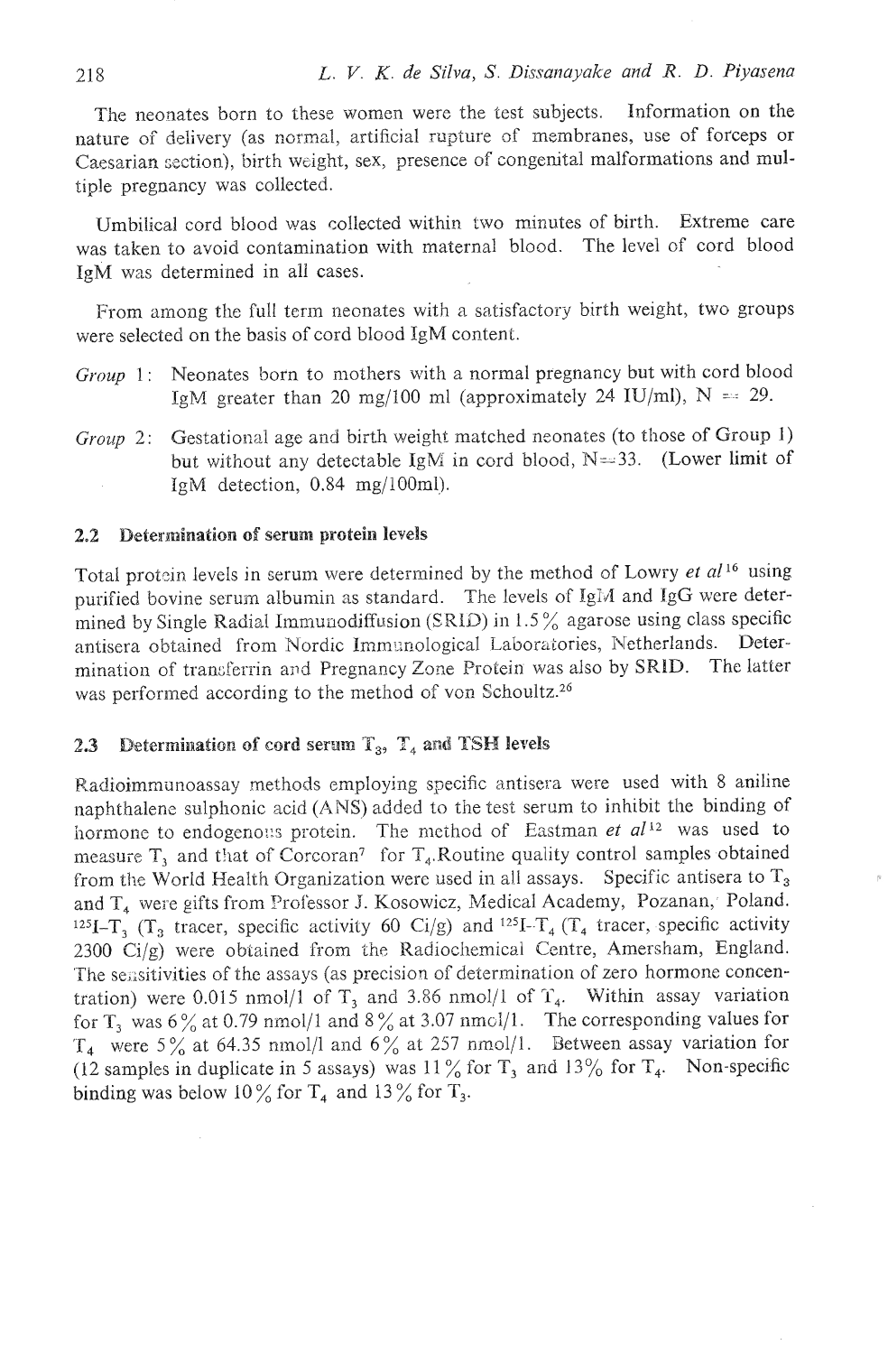The neonates born to these women were the test subjects. Information on the nature of delivery (as normal, artificial rupture of membranes, use of forceps or Caesarian section), birth weight, sex, presence of congenital malformations and multiple pregnancy was collected.

Umbilical cord blood was collected within two minutes of birth. Extreme care was taken to avoid contamination with maternal blood. The level of cord blood IgM was determined in all cases.

From among the full term neonates with a satisfactory birth weight, two groups were selected on the basis of cord blood IgM content.

*Group* 1: Neonates born to mothers with a normal pregnancy but with cord blood IgM greater than 20 mg/100 ml (approximately 24 IU/ml), N = 29.

*Group* 2: Gestational age and birth weight matched neonates (to those of Group 1) but without any detectable IgM in cord blood, N=33. (Lower limit of IgM detection, 0.84 mg/100ml).

### 2.2 Determination of serum protein levels

Total protein levels in serum were determined by the method of Lowry *et al*[16] using purified bovine serum albumin as standard. The levels of IgM and IgG were determined by Single Radial Immunodiffusion (SRID) in 1.5% agarose using class specific antisera obtained from Nordic Immunological Laboratories, Netherlands. Determination of transferrin and Pregnancy Zone Protein was also by SRID. The latter was performed according to the method of von Schoultz.[26]

### 2.3 Determination of cord serum $T_3$, $T_4$ and TSH levels

Radioimmunoassay methods employing specific antisera were used with 8 aniline naphthalene sulphonic acid (ANS) added to the test serum to inhibit the binding of hormone to endogenous protein. The method of Eastman *et al*[12] was used to measure $T_3$ and that of Corcoran[7] for $T_4$. Routine quality control samples obtained from the World Health Organization were used in all assays. Specific antisera to $T_3$ and $T_4$ were gifts from Professor J. Kosowicz, Medical Academy, Pozanan, Poland. $^{125}I$-$T_3$ ($T_3$ tracer, specific activity 60 Ci/g) and $^{125}I$-$T_4$ ($T_4$ tracer, specific activity 2300 Ci/g) were obtained from the Radiochemical Centre, Amersham, England. The sensitivities of the assays (as precision of determination of zero hormone concentration) were 0.015 nmol/l of $T_3$ and 3.86 nmol/l of $T_4$. Within assay variation for $T_3$ was 6% at 0.79 nmol/l and 8% at 3.07 nmol/l. The corresponding values for $T_4$ were 5% at 64.35 nmol/l and 6% at 257 nmol/l. Between assay variation for (12 samples in duplicate in 5 assays) was 11% for $T_3$ and 13% for $T_4$. Non-specific binding was below 10% for $T_4$ and 13% for $T_3$.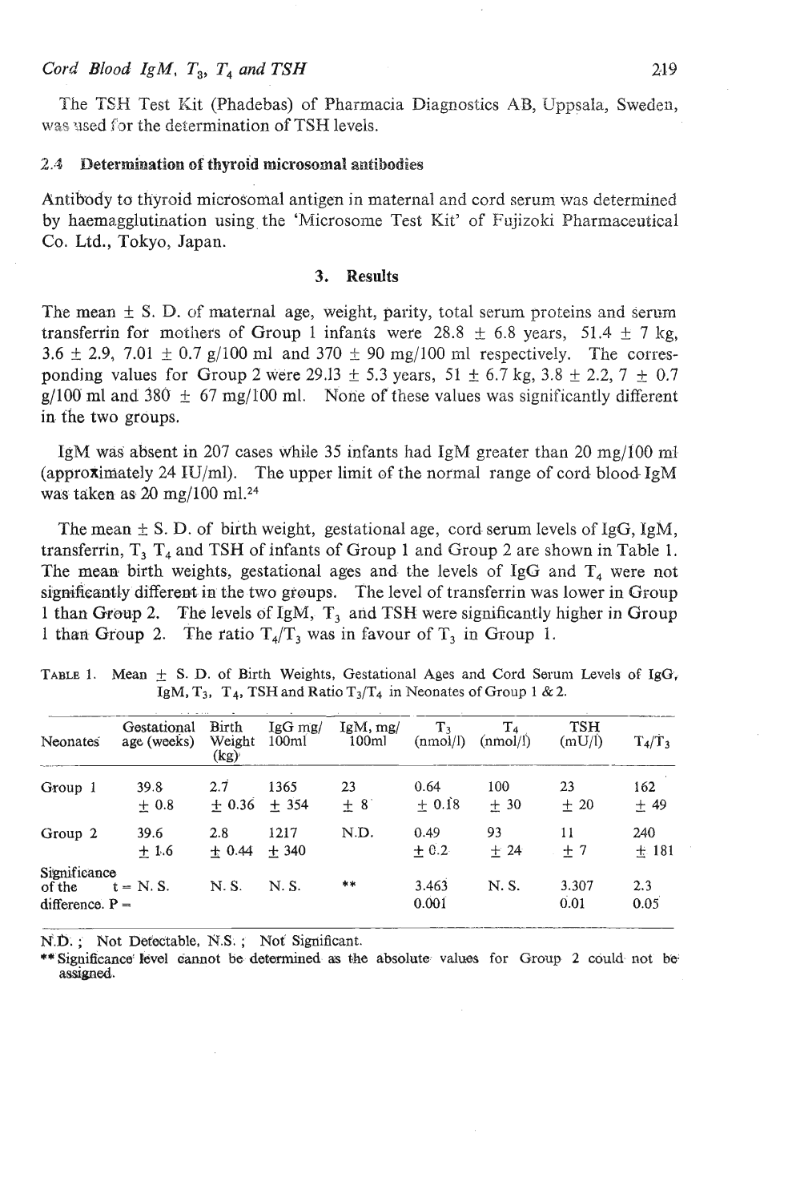The TSH Test Kit (Phadebas) of Pharmacia Diagnostics AB, Uppsala, Sweden, was used for the determination of TSH levels.

### 2.4 Determination of thyroid microsomal antibodies

Antibody to thyroid microsomal antigen in maternal and cord serum was determined by haemagglutination using the 'Microsome Test Kit' of Fujizoki Pharmaceutical Co. Ltd., Tokyo, Japan.

## 3. Results

The mean ± S. D. of maternal age, weight, parity, total serum proteins and serum transferrin for mothers of Group 1 infants were 28.8 ± 6.8 years, 51.4 ± 7 kg, 3.6 ± 2.9, 7.01 ± 0.7 g/100 ml and 370 ± 90 mg/100 ml respectively. The corresponding values for Group 2 were 29.13 ± 5.3 years, 51 ± 6.7 kg, 3.8 ± 2.2, 7 ± 0.7 g/100 ml and 380 ± 67 mg/100 ml. None of these values was significantly different in the two groups.

IgM was absent in 207 cases while 35 infants had IgM greater than 20 mg/100 ml (approximately 24 IU/ml). The upper limit of the normal range of cord blood IgM was taken as 20 mg/100 ml.[24]

The mean ± S. D. of birth weight, gestational age, cord serum levels of IgG, IgM, transferrin, $T_3$ $T_4$ and TSH of infants of Group 1 and Group 2 are shown in Table 1. The mean birth weights, gestational ages and the levels of IgG and $T_4$ were not significantly different in the two groups. The level of transferrin was lower in Group 1 than Group 2. The levels of IgM, $T_3$ and TSH were significantly higher in Group 1 than Group 2. The ratio $T_4/T_3$ was in favour of $T_3$ in Group 1.

TABLE 1. Mean ± S. D. of Birth Weights, Gestational Ages and Cord Serum Levels of IgG, IgM, $T_3$, $T_4$, TSH and Ratio $T_3/T_4$ in Neonates of Group 1 & 2.

| Neonates | Gestational age (weeks) | Birth Weight (kg) | IgG mg/100ml | IgM, mg/100ml | $T_3$ (nmol/l) | $T_4$ (nmol/l) | TSH (mU/l) | $T_4/T_3$ |
|---|---|---|---|---|---|---|---|---|
| Group 1 | 39.8 ± 0.8 | 2.7 ± 0.36 | 1365 ± 354 | 23 ± 8 | 0.64 ± 0.18 | 100 ± 30 | 23 ± 20 | 162 ± 49 |
| Group 2 | 39.6 ± 1.6 | 2.8 ± 0.44 | 1217 ± 340 | N.D. | 0.49 ± 0.2 | 93 ± 24 | 11 ± 7 | 240 ± 181 |
| Significance of the difference. t = P = | N. S. | N. S. | N. S. | ** | 3.463 0.001 | N. S. | 3.307 0.01 | 2.3 0.05 |

N.D. ; Not Detectable, N.S. ; Not Significant.

** Significance level cannot be determined as the absolute values for Group 2 could not be assigned.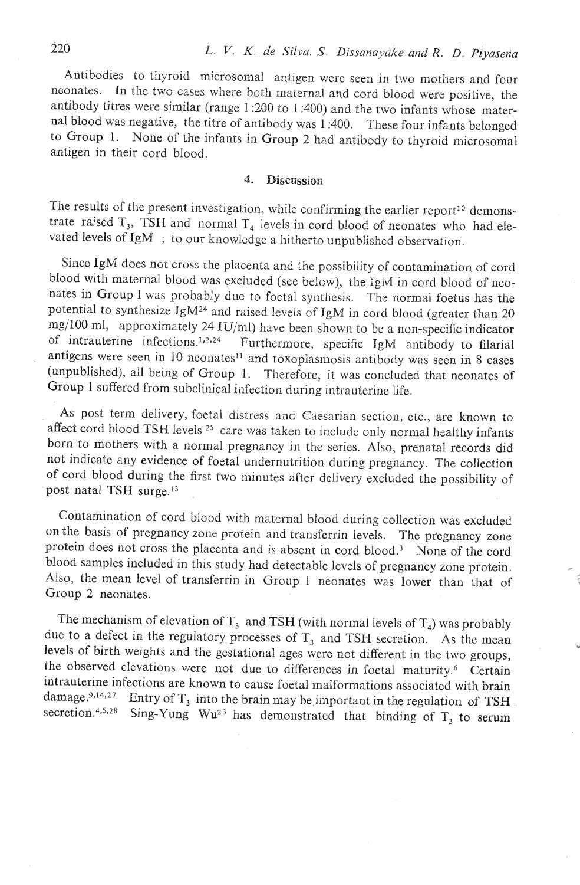Antibodies to thyroid microsomal antigen were seen in two mothers and four neonates. In the two cases where both maternal and cord blood were positive, the antibody titres were similar (range 1:200 to 1:400) and the two infants whose maternal blood was negative, the titre of antibody was 1:400. These four infants belonged to Group 1. None of the infants in Group 2 had antibody to thyroid microsomal antigen in their cord blood.

## 4. Discussion

The results of the present investigation, while confirming the earlier report[10] demonstrate raised $T_3$, TSH and normal $T_4$ levels in cord blood of neonates who had elevated levels of IgM ; to our knowledge a hitherto unpublished observation.

Since IgM does not cross the placenta and the possibility of contamination of cord blood with maternal blood was excluded (see below), the IgM in cord blood of neonates in Group I was probably due to foetal synthesis. The normal foetus has the potential to synthesize IgM[24] and raised levels of IgM in cord blood (greater than 20 mg/100 ml, approximately 24 IU/ml) have been shown to be a non-specific indicator of intrauterine infections.[1,2,24] Furthermore, specific IgM antibody to filarial antigens were seen in 10 neonates[11] and toxoplasmosis antibody was seen in 8 cases (unpublished), all being of Group 1. Therefore, it was concluded that neonates of Group 1 suffered from subclinical infection during intrauterine life.

As post term delivery, foetal distress and Caesarian section, etc., are known to affect cord blood TSH levels [25] care was taken to include only normal healthy infants born to mothers with a normal pregnancy in the series. Also, prenatal records did not indicate any evidence of foetal undernutrition during pregnancy. The collection of cord blood during the first two minutes after delivery excluded the possibility of post natal TSH surge.[13]

Contamination of cord blood with maternal blood during collection was excluded on the basis of pregnancy zone protein and transferrin levels. The pregnancy zone protein does not cross the placenta and is absent in cord blood.[3] None of the cord blood samples included in this study had detectable levels of pregnancy zone protein. Also, the mean level of transferrin in Group 1 neonates was lower than that of Group 2 neonates.

The mechanism of elevation of $T_3$ and TSH (with normal levels of $T_4$) was probably due to a defect in the regulatory processes of $T_3$ and TSH secretion. As the mean levels of birth weights and the gestational ages were not different in the two groups, the observed elevations were not due to differences in foetal maturity.[6] Certain intrauterine infections are known to cause foetal malformations associated with brain damage.[9,14,27] Entry of $T_3$ into the brain may be important in the regulation of TSH secretion.[4,5,28] Sing-Yung Wu[23] has demonstrated that binding of $T_3$ to serum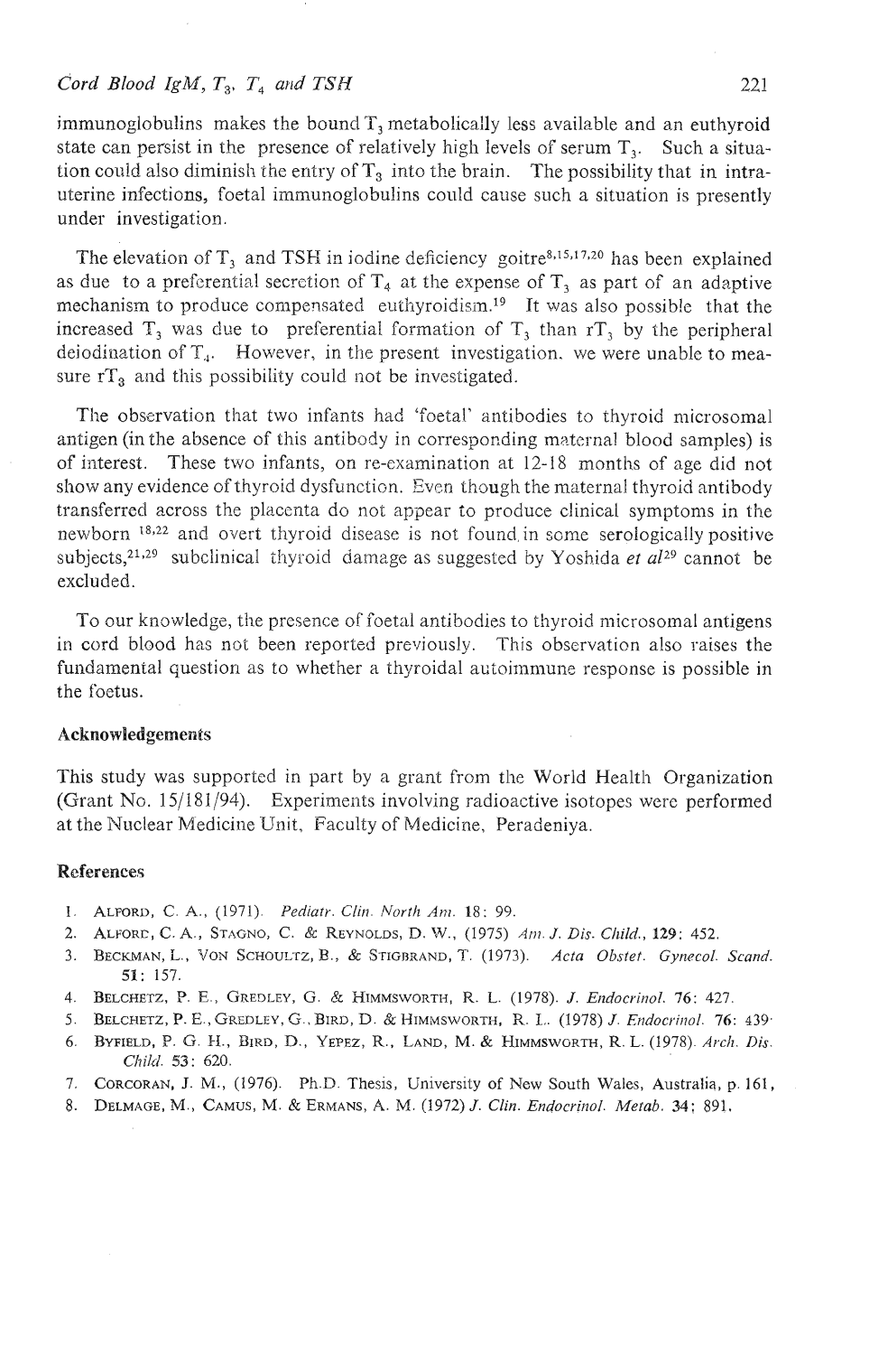immunoglobulins makes the bound $T_3$ metabolically less available and an euthyroid state can persist in the presence of relatively high levels of serum $T_3$. Such a situation could also diminish the entry of $T_3$ into the brain. The possibility that in intrauterine infections, foetal immunoglobulins could cause such a situation is presently under investigation.

The elevation of $T_3$ and TSH in iodine deficiency goitre[8,15,17,20] has been explained as due to a preferential secretion of $T_4$ at the expense of $T_3$ as part of an adaptive mechanism to produce compensated euthyroidism.[19] It was also possible that the increased $T_3$ was due to preferential formation of $T_3$ than $rT_3$ by the peripheral deiodination of $T_4$. However, in the present investigation, we were unable to measure $rT_3$ and this possibility could not be investigated.

The observation that two infants had 'foetal' antibodies to thyroid microsomal antigen (in the absence of this antibody in corresponding maternal blood samples) is of interest. These two infants, on re-examination at 12-18 months of age did not show any evidence of thyroid dysfunction. Even though the maternal thyroid antibody transferred across the placenta do not appear to produce clinical symptoms in the newborn [18,22] and overt thyroid disease is not found in some serologically positive subjects,[21,29] subclinical thyroid damage as suggested by Yoshida *et al*[29] cannot be excluded.

To our knowledge, the presence of foetal antibodies to thyroid microsomal antigens in cord blood has not been reported previously. This observation also raises the fundamental question as to whether a thyroidal autoimmune response is possible in the foetus.

### Acknowledgements

This study was supported in part by a grant from the World Health Organization (Grant No. 15/181/94). Experiments involving radioactive isotopes were performed at the Nuclear Medicine Unit, Faculty of Medicine, Peradeniya.

### References

1. ALFORD, C. A., (1971). *Pediatr. Clin. North Am.* 18: 99.
2. ALFORD, C. A., STAGNO, C. & REYNOLDS, D. W., (1975) *Am. J. Dis. Child.*, **129**: 452.
3. BECKMAN, L., VON SCHOULTZ, B., & STIGBRAND, T. (1973). *Acta Obstet. Gynecol. Scand.* **51**: 157.
4. BELCHETZ, P. E., GREDLEY, G. & HIMMSWORTH, R. L. (1978). *J. Endocrinol.* **76**: 427.
5. BELCHETZ, P. E., GREDLEY, G., BIRD, D. & HIMMSWORTH, R. L. (1978) *J. Endocrinol.* **76**: 439.
6. BYFIELD, P. G. H., BIRD, D., YEPEZ, R., LAND, M. & HIMMSWORTH, R. L. (1978). *Arch. Dis. Child.* **53**: 620.
7. CORCORAN, J. M., (1976). Ph.D. Thesis, University of New South Wales, Australia, p. 161,
8. DELMAGE, M., CAMUS, M. & ERMANS, A. M. (1972) *J. Clin. Endocrinol. Metab.* **34**; 891.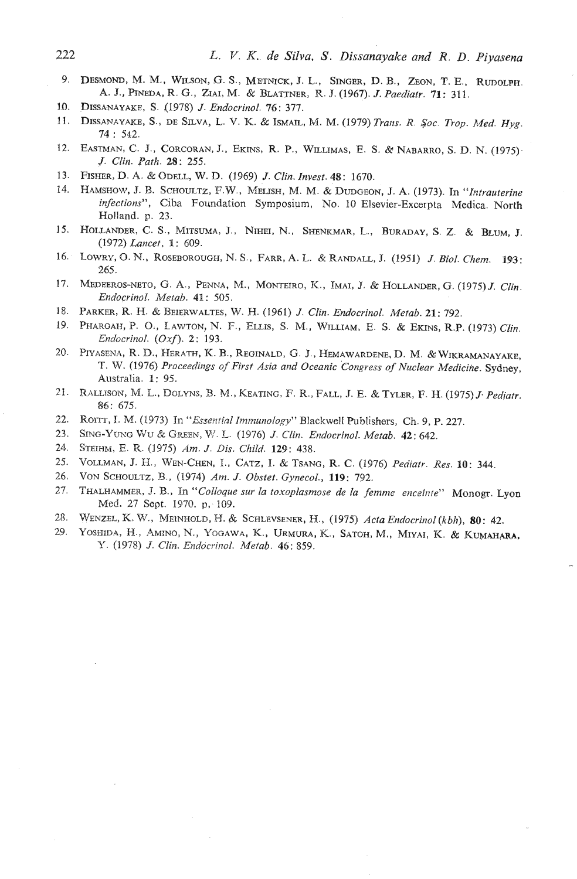9. DESMOND, M. M., WILSON, G. S., METNICK, J. L., SINGER, D. B., ZEON, T. E., RUDOLPH. A. J., PINEDA, R. G., ZIAI, M. & BLATTNER, R. J. (1967). *J. Paediatr.* **71**: 311.
10. DISSANAYAKE, S. (1978) *J. Endocrinol.* **76**: 377.
11. DISSANAYAKE, S., DE SILVA, L. V. K. & ISMAIL, M. M. (1979) *Trans. R. Soc. Trop. Med. Hyg.* **74** : 542.
12. EASTMAN, C. J., CORCORAN, J., EKINS, R. P., WILLIMAS, E. S. & NABARRO, S. D. N. (1975) *J. Clin. Path.* **28**: 255.
13. FISHER, D. A. & ODELL, W. D. (1969) *J. Clin. Invest.* **48**: 1670.
14. HAMSHOW, J. B. SCHOULTZ, F.W., MELISH, M. M. & DUDGEON, J. A. (1973). In "*Intrauterine infections*", Ciba Foundation Symposium, No. 10 Elsevier-Excerpta Medica. North Holland. p. 23.
15. HOLLANDER, C. S., MITSUMA, J., NIHEI, N., SHENKMAR, L., BURADAY, S. Z. & BLUM, J. (1972) *Lancet*, **1**: 609.
16. LOWRY, O. N., ROSEBOROUGH, N. S., FARR, A. L. & RANDALL, J. (1951) *J. Biol. Chem.* **193**: 265.
17. MEDEEROS-NETO, G. A., PENNA, M., MONTEIRO, K., IMAI, J. & HOLLANDER, G. (1975) *J. Clin. Endocrinol. Metab.* **41**: 505.
18. PARKER, R. H. & BEIERWALTES, W. H. (1961) *J. Clin. Endocrinol. Metab.* **21**: 792.
19. PHAROAH, P. O., LAWTON, N. F., ELLIS, S. M., WILLIAM, E. S. & EKINS, R.P. (1973) *Clin. Endocrinol. (Oxf).* **2**: 193.
20. PIYASENA, R. D., HERATH, K. B., REGINALD, G. J., HEMAWARDENE, D. M. & WIKRAMANAYAKE, T. W. (1976) *Proceedings of First Asia and Oceanic Congress of Nuclear Medicine*. Sydney, Australia. **1**: 95.
21. RALLISON, M. L., DOLYNS, B. M., KEATING, F. R., FALL, J. E. & TYLER, F. H. (1975) *J. Pediatr.* **86**: 675.
22. ROITT, I. M. (1973) In "*Essential Immunology*" Blackwell Publishers, Ch. 9, P. 227.
23. SING-YUNG WU & GREEN, W. L. (1976) *J. Clin. Endocrinol. Metab.* **42**: 642.
24. STEIHM, E. R. (1975) *Am. J. Dis. Child.* **129**: 438.
25. VOLLMAN, J. H., WEN-CHEN, I., CATZ, I. & TSANG, R. C. (1976) *Pediatr. Res.* **10**: 344.
26. VON SCHOULTZ, B., (1974) *Am. J. Obstet. Gynecol.*, **119**: 792.
27. THALHAMMER, J. B., In "*Colloque sur la toxoplasmose de la femme enceinte*" Monogr. Lyon Med. 27 Sept. 1970. p, 109.
28. WENZEL, K. W., MEINHOLD, H. & SCHLEVSENER, H., (1975) *Acta Endocrinol (kbh)*, **80**: 42.
29. YOSHIDA, H., AMINO, N., YOGAWA, K., URMURA, K., SATOH, M., MIYAI, K. & KUMAHARA, Y. (1978) *J. Clin. Endocrinol. Metab.* **46**: 859.